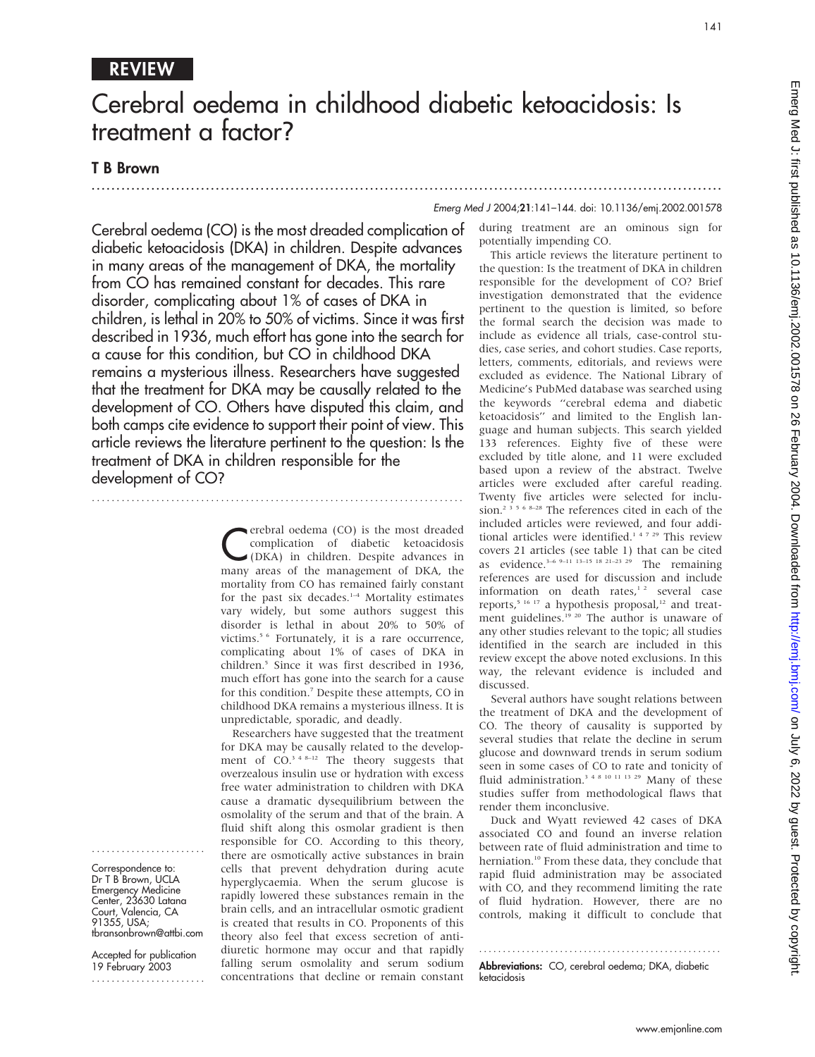# REVIEW

# Cerebral oedema in childhood diabetic ketoacidosis: Is treatment a factor?

## T B Brown

Cerebral oedema (CO) is the most dreaded complication of diabetic ketoacidosis (DKA) in children. Despite advances in many areas of the management of DKA, the mortality from CO has remained constant for decades. This rare disorder, complicating about 1% of cases of DKA in children, is lethal in 20% to 50% of victims. Since it was first described in 1936, much effort has gone into the search for a cause for this condition, but CO in childhood DKA remains a mysterious illness. Researchers have suggested that the treatment for DKA may be causally related to the development of CO. Others have disputed this claim, and both camps cite evidence to support their point of view. This article reviews the literature pertinent to the question: Is the treatment of DKA in children responsible for the development of CO?

Cerebral oedema (CO) is the most dreaded complication of diabetic ketoacidosis (DKA) in children. Despite advances in many areas of the management of DKA, the mortality from CO has remained fairly constant for the past six decades.[1–4] Mortality estimates vary widely, but some authors suggest this disorder is lethal in about 20% to 50% of victims.[5 6] Fortunately, it is a rare occurrence, complicating about 1% of cases of DKA in children.[5] Since it was first described in 1936, much effort has gone into the search for a cause for this condition.[7] Despite these attempts, CO in childhood DKA remains a mysterious illness. It is unpredictable, sporadic, and deadly.

Researchers have suggested that the treatment for DKA may be causally related to the development of CO.[3 4 8–12] The theory suggests that overzealous insulin use or hydration with excess free water administration to children with DKA cause a dramatic dysequilibrium between the osmolality of the serum and that of the brain. A fluid shift along this osmolar gradient is then responsible for CO. According to this theory, there are osmotically active substances in brain cells that prevent dehydration during acute hyperglycaemia. When the serum glucose is rapidly lowered these substances remain in the brain cells, and an intracellular osmotic gradient is created that results in CO. Proponents of this theory also feel that excess secretion of antidiuretic hormone may occur and that rapidly falling serum osmolality and serum sodium concentrations that decline or remain constant during treatment are an ominous sign for potentially impending CO.

This article reviews the literature pertinent to the question: Is the treatment of DKA in children responsible for the development of CO? Brief investigation demonstrated that the evidence pertinent to the question is limited, so before the formal search the decision was made to include as evidence all trials, case-control studies, case series, and cohort studies. Case reports, letters, comments, editorials, and reviews were excluded as evidence. The National Library of Medicine's PubMed database was searched using the keywords "cerebral edema and diabetic ketoacidosis" and limited to the English language and human subjects. This search yielded 133 references. Eighty five of these were excluded by title alone, and 11 were excluded based upon a review of the abstract. Twelve articles were excluded after careful reading. Twenty five articles were selected for inclusion.[2 3 5 6 8–28] The references cited in each of the included articles were reviewed, and four additional articles were identified.[1 4 7 29] This review covers 21 articles (see table 1) that can be cited as evidence.[3–6 9–11 13–15 18 21–23 29] The remaining references are used for discussion and include information on death rates,[1 2] several case reports,[5 16 17] a hypothesis proposal,[12] and treatment guidelines.[19 20] The author is unaware of any other studies relevant to the topic; all studies identified in the search are included in this review except the above noted exclusions. In this way, the relevant evidence is included and discussed.

Several authors have sought relations between the treatment of DKA and the development of CO. The theory of causality is supported by several studies that relate the decline in serum glucose and downward trends in serum sodium seen in some cases of CO to rate and tonicity of fluid administration.[3 4 8 10 11 13 29] Many of these studies suffer from methodological flaws that render them inconclusive.

Duck and Wyatt reviewed 42 cases of DKA associated CO and found an inverse relation between rate of fluid administration and time to herniation.[10] From these data, they conclude that rapid fluid administration may be associated with CO, and they recommend limiting the rate of fluid hydration. However, there are no controls, making it difficult to conclude that

Correspondence to: Dr T B Brown, UCLA Emergency Medicine Center, 23630 Latana Court, Valencia, CA 91355, USA; tbransonbrown@attbi.com

Accepted for publication 19 February 2003

**Abbreviations:** CO, cerebral oedema; DKA, diabetic ketacidosis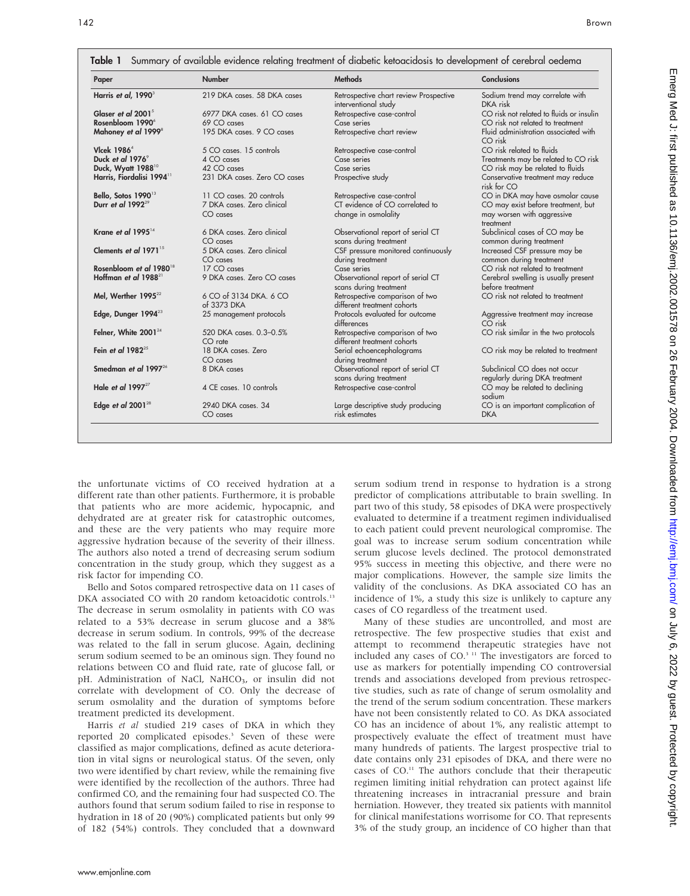**Table 1** Summary of available evidence relating treatment of diabetic ketoacidosis to development of cerebral oedema

| Paper | Number | Methods | Conclusions |
|---|---|---|---|
| Harris *et al*, 1990[3] | 219 DKA cases. 58 DKA cases | Retrospective chart review Prospective interventional study | Sodium trend may correlate with DKA risk |
| Glaser *et al* 2001[5] | 6977 DKA cases. 61 CO cases | Retrospective case-control | CO risk not related to fluids or insulin |
| Rosenbloom 1990[6] | 69 CO cases | Case series | CO risk not related to treatment |
| Mahoney *et al* 1999[8] | 195 DKA cases. 9 CO cases | Retrospective chart review | Fluid administration associated with CO risk |
| Vlcek 1986[4] | 5 CO cases. 15 controls | Retrospective case-control | CO risk related to fluids |
| Duck *et al* 1976[9] | 4 CO cases | Case series | Treatments may be related to CO risk |
| Duck, Wyatt 1988[10] | 42 CO cases | Case series | CO risk may be related to fluids |
| Harris, Fiordalisi 1994[11] | 231 DKA cases. Zero CO cases | Prospective study | Conservative treatment may reduce risk for CO |
| Bello, Sotos 1990[13] | 11 CO cases. 20 controls | Retrospective case-control | CO in DKA may have osmolar cause |
| Durr *et al* 1992[29] | 7 DKA cases. Zero clinical CO cases | CT evidence of CO correlated to change in osmolality | CO may exist before treatment, but may worsen with aggressive treatment |
| Krane *et al* 1995[14] | 6 DKA cases. Zero clinical CO cases | Observational report of serial CT scans during treatment | Subclinical cases of CO may be common during treatment |
| Clements *et al* 1971[15] | 5 DKA cases. Zero clinical CO cases | CSF pressure monitored continuously during treatment | Increased CSF pressure may be common during treatment |
| Rosenbloom *et al* 1980[18] | 17 CO cases | Case series | CO risk not related to treatment |
| Hoffman *et al* 1988[21] | 9 DKA cases. Zero CO cases | Observational report of serial CT scans during treatment | Cerebral swelling is usually present before treatment |
| Mel, Werther 1995[22] | 6 CO of 3134 DKA. 6 CO of 3373 DKA | Retrospective comparison of two different treatment cohorts | CO risk not related to treatment |
| Edge, Dunger 1994[23] | 25 management protocols | Protocols evaluated for outcome differences | Aggressive treatment may increase CO risk |
| Felner, White 2001[24] | 520 DKA cases. 0.3–0.5% CO rate | Retrospective comparison of two different treatment cohorts | CO risk similar in the two protocols |
| Fein *et al* 1982[25] | 18 DKA cases. Zero CO cases | Serial echoencephalograms during treatment | CO risk may be related to treatment |
| Smedman *et al* 1997[26] | 8 DKA cases | Observational report of serial CT scans during treatment | Subclinical CO does not occur regularly during DKA treatment |
| Hale *et al* 1997[27] | 4 CE cases. 10 controls | Retrospective case-control | CO may be related to declining sodium |
| Edge *et al* 2001[28] | 2940 DKA cases. 34 CO cases | Large descriptive study producing risk estimates | CO is an important complication of DKA |

the unfortunate victims of CO received hydration at a different rate than other patients. Furthermore, it is probable that patients who are more acidemic, hypocapnic, and dehydrated are at greater risk for catastrophic outcomes, and these are the very patients who may require more aggressive hydration because of the severity of their illness. The authors also noted a trend of decreasing serum sodium concentration in the study group, which they suggest as a risk factor for impending CO.

Bello and Sotos compared retrospective data on 11 cases of DKA associated CO with 20 random ketoacidotic controls.[13] The decrease in serum osmolality in patients with CO was related to a 53% decrease in serum glucose and a 38% decrease in serum sodium. In controls, 99% of the decrease was related to the fall in serum glucose. Again, declining serum sodium seemed to be an ominous sign. They found no relations between CO and fluid rate, rate of glucose fall, or pH. Administration of NaCl, $NaHCO_3$, or insulin did not correlate with development of CO. Only the decrease of serum osmolality and the duration of symptoms before treatment predicted its development.

Harris *et al* studied 219 cases of DKA in which they reported 20 complicated episodes.[3] Seven of these were classified as major complications, defined as acute deterioration in vital signs or neurological status. Of the seven, only two were identified by chart review, while the remaining five were identified by the recollection of the authors. Three had confirmed CO, and the remaining four had suspected CO. The authors found that serum sodium failed to rise in response to hydration in 18 of 20 (90%) complicated patients but only 99 of 182 (54%) controls. They concluded that a downward serum sodium trend in response to hydration is a strong predictor of complications attributable to brain swelling. In part two of this study, 58 episodes of DKA were prospectively evaluated to determine if a treatment regimen individualised to each patient could prevent neurological compromise. The goal was to increase serum sodium concentration while serum glucose levels declined. The protocol demonstrated 95% success in meeting this objective, and there were no major complications. However, the sample size limits the validity of the conclusions. As DKA associated CO has an incidence of 1%, a study this size is unlikely to capture any cases of CO regardless of the treatment used.

Many of these studies are uncontrolled, and most are retrospective. The few prospective studies that exist and attempt to recommend therapeutic strategies have not included any cases of CO.[3 11] The investigators are forced to use as markers for potentially impending CO controversial trends and associations developed from previous retrospective studies, such as rate of change of serum osmolality and the trend of the serum sodium concentration. These markers have not been consistently related to CO. As DKA associated CO has an incidence of about 1%, any realistic attempt to prospectively evaluate the effect of treatment must have many hundreds of patients. The largest prospective trial to date contains only 231 episodes of DKA, and there were no cases of CO.[11] The authors conclude that their therapeutic regimen limiting initial rehydration can protect against life threatening increases in intracranial pressure and brain herniation. However, they treated six patients with mannitol for clinical manifestations worrisome for CO. That represents 3% of the study group, an incidence of CO higher than that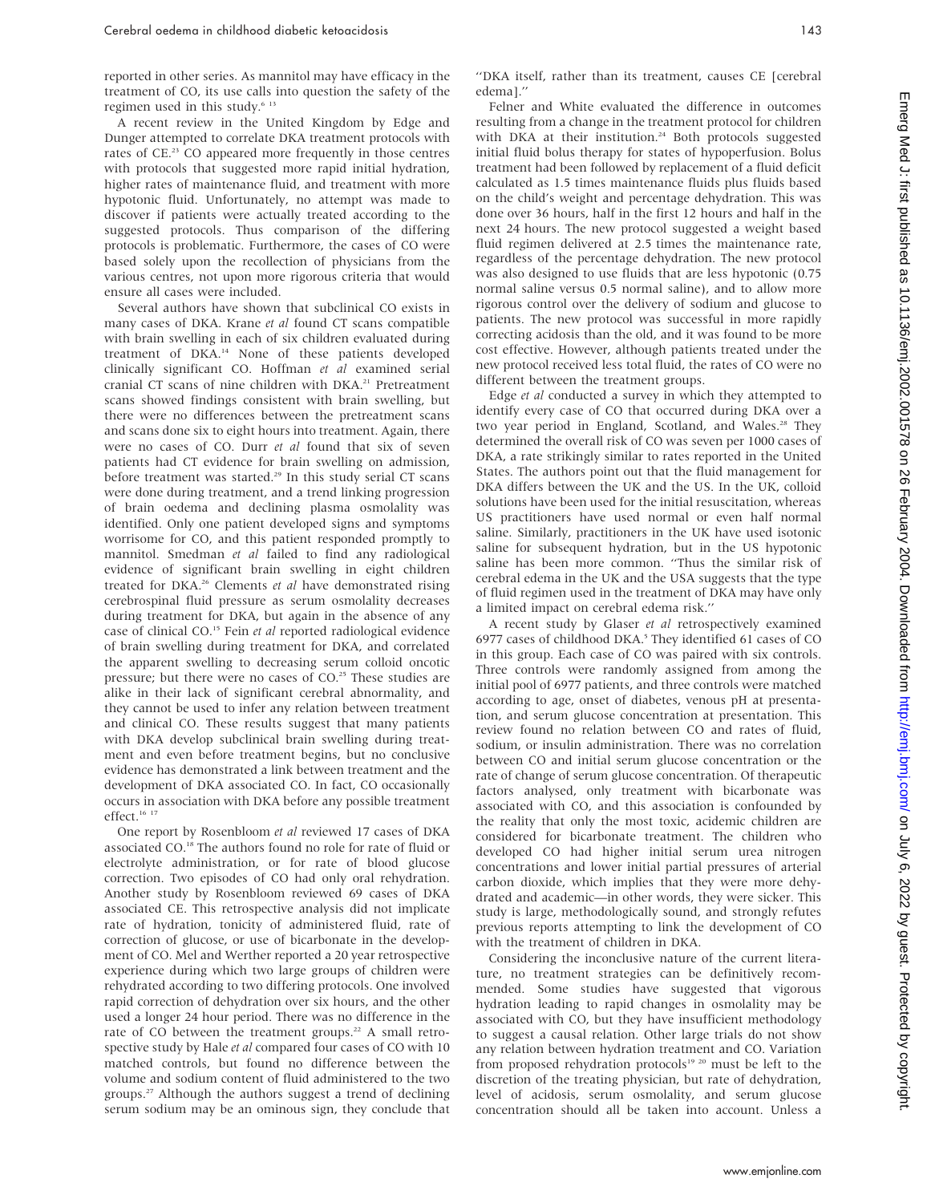reported in other series. As mannitol may have efficacy in the treatment of CO, its use calls into question the safety of the regimen used in this study.[6 13]

A recent review in the United Kingdom by Edge and Dunger attempted to correlate DKA treatment protocols with rates of CE.[23] CO appeared more frequently in those centres with protocols that suggested more rapid initial hydration, higher rates of maintenance fluid, and treatment with more hypotonic fluid. Unfortunately, no attempt was made to discover if patients were actually treated according to the suggested protocols. Thus comparison of the differing protocols is problematic. Furthermore, the cases of CO were based solely upon the recollection of physicians from the various centres, not upon more rigorous criteria that would ensure all cases were included.

Several authors have shown that subclinical CO exists in many cases of DKA. Krane *et al* found CT scans compatible with brain swelling in each of six children evaluated during treatment of DKA.[14] None of these patients developed clinically significant CO. Hoffman *et al* examined serial cranial CT scans of nine children with DKA.[21] Pretreatment scans showed findings consistent with brain swelling, but there were no differences between the pretreatment scans and scans done six to eight hours into treatment. Again, there were no cases of CO. Durr *et al* found that six of seven patients had CT evidence for brain swelling on admission, before treatment was started.[29] In this study serial CT scans were done during treatment, and a trend linking progression of brain oedema and declining plasma osmolality was identified. Only one patient developed signs and symptoms worrisome for CO, and this patient responded promptly to mannitol. Smedman *et al* failed to find any radiological evidence of significant brain swelling in eight children treated for DKA.[26] Clements *et al* have demonstrated rising cerebrospinal fluid pressure as serum osmolality decreases during treatment for DKA, but again in the absence of any case of clinical CO.[15] Fein *et al* reported radiological evidence of brain swelling during treatment for DKA, and correlated the apparent swelling to decreasing serum colloid oncotic pressure; but there were no cases of CO.[25] These studies are alike in their lack of significant cerebral abnormality, and they cannot be used to infer any relation between treatment and clinical CO. These results suggest that many patients with DKA develop subclinical brain swelling during treatment and even before treatment begins, but no conclusive evidence has demonstrated a link between treatment and the development of DKA associated CO. In fact, CO occasionally occurs in association with DKA before any possible treatment effect.[16 17]

One report by Rosenbloom *et al* reviewed 17 cases of DKA associated CO.[18] The authors found no role for rate of fluid or electrolyte administration, or for rate of blood glucose correction. Two episodes of CO had only oral rehydration. Another study by Rosenbloom reviewed 69 cases of DKA associated CE. This retrospective analysis did not implicate rate of hydration, tonicity of administered fluid, rate of correction of glucose, or use of bicarbonate in the development of CO. Mel and Werther reported a 20 year retrospective experience during which two large groups of children were rehydrated according to two differing protocols. One involved rapid correction of dehydration over six hours, and the other used a longer 24 hour period. There was no difference in the rate of CO between the treatment groups.[22] A small retrospective study by Hale *et al* compared four cases of CO with 10 matched controls, but found no difference between the volume and sodium content of fluid administered to the two groups.[27] Although the authors suggest a trend of declining serum sodium may be an ominous sign, they conclude that "DKA itself, rather than its treatment, causes CE [cerebral edema]."

Felner and White evaluated the difference in outcomes resulting from a change in the treatment protocol for children with DKA at their institution.[24] Both protocols suggested initial fluid bolus therapy for states of hypoperfusion. Bolus treatment had been followed by replacement of a fluid deficit calculated as 1.5 times maintenance fluids plus fluids based on the child's weight and percentage dehydration. This was done over 36 hours, half in the first 12 hours and half in the next 24 hours. The new protocol suggested a weight based fluid regimen delivered at 2.5 times the maintenance rate, regardless of the percentage dehydration. The new protocol was also designed to use fluids that are less hypotonic (0.75 normal saline versus 0.5 normal saline), and to allow more rigorous control over the delivery of sodium and glucose to patients. The new protocol was successful in more rapidly correcting acidosis than the old, and it was found to be more cost effective. However, although patients treated under the new protocol received less total fluid, the rates of CO were no different between the treatment groups.

Edge *et al* conducted a survey in which they attempted to identify every case of CO that occurred during DKA over a two year period in England, Scotland, and Wales.[28] They determined the overall risk of CO was seven per 1000 cases of DKA, a rate strikingly similar to rates reported in the United States. The authors point out that the fluid management for DKA differs between the UK and the US. In the UK, colloid solutions have been used for the initial resuscitation, whereas US practitioners have used normal or even half normal saline. Similarly, practitioners in the UK have used isotonic saline for subsequent hydration, but in the US hypotonic saline has been more common. "Thus the similar risk of cerebral edema in the UK and the USA suggests that the type of fluid regimen used in the treatment of DKA may have only a limited impact on cerebral edema risk."

A recent study by Glaser *et al* retrospectively examined 6977 cases of childhood DKA.[5] They identified 61 cases of CO in this group. Each case of CO was paired with six controls. Three controls were randomly assigned from among the initial pool of 6977 patients, and three controls were matched according to age, onset of diabetes, venous pH at presentation, and serum glucose concentration at presentation. This review found no relation between CO and rates of fluid, sodium, or insulin administration. There was no correlation between CO and initial serum glucose concentration or the rate of change of serum glucose concentration. Of therapeutic factors analysed, only treatment with bicarbonate was associated with CO, and this association is confounded by the reality that only the most toxic, acidemic children are considered for bicarbonate treatment. The children who developed CO had higher initial serum urea nitrogen concentrations and lower initial partial pressures of arterial carbon dioxide, which implies that they were more dehydrated and academic—in other words, they were sicker. This study is large, methodologically sound, and strongly refutes previous reports attempting to link the development of CO with the treatment of children in DKA.

Considering the inconclusive nature of the current literature, no treatment strategies can be definitively recommended. Some studies have suggested that vigorous hydration leading to rapid changes in osmolality may be associated with CO, but they have insufficient methodology to suggest a causal relation. Other large trials do not show any relation between hydration treatment and CO. Variation from proposed rehydration protocols[19 20] must be left to the discretion of the treating physician, but rate of dehydration, level of acidosis, serum osmolality, and serum glucose concentration should all be taken into account. Unless a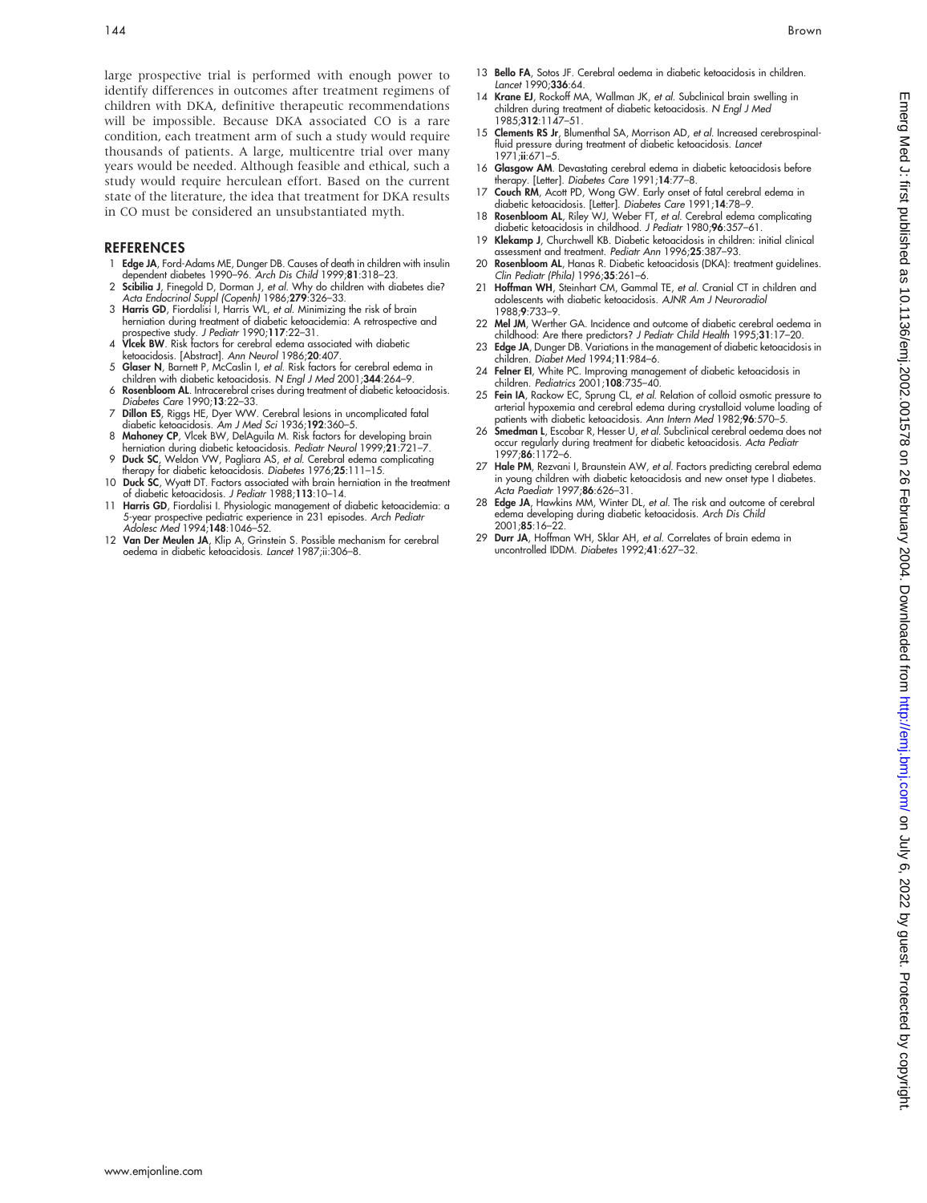large prospective trial is performed with enough power to identify differences in outcomes after treatment regimens of children with DKA, definitive therapeutic recommendations will be impossible. Because DKA associated CO is a rare condition, each treatment arm of such a study would require thousands of patients. A large, multicentre trial over many years would be needed. Although feasible and ethical, such a study would require herculean effort. Based on the current state of the literature, the idea that treatment for DKA results in CO must be considered an unsubstantiated myth.

## REFERENCES

1. **Edge JA**, Ford-Adams ME, Dunger DB. Causes of death in children with insulin dependent diabetes 1990–96. *Arch Dis Child* 1999;**81**:318–23.
2. **Scibilia J**, Finegold D, Dorman J, *et al.* Why do children with diabetes die? *Acta Endocrinol Suppl (Copenh)* 1986;**279**:326–33.
3. **Harris GD**, Fiordalisi I, Harris WL, *et al.* Minimizing the risk of brain herniation during treatment of diabetic ketoacidemia: A retrospective and prospective study. *J Pediatr* 1990;**117**:22–31.
4. **Vlcek BW**. Risk factors for cerebral edema associated with diabetic ketoacidosis. [Abstract]. *Ann Neurol* 1986;**20**:407.
5. **Glaser N**, Barnett P, McCaslin I, *et al.* Risk factors for cerebral edema in children with diabetic ketoacidosis. *N Engl J Med* 2001;**344**:264–9.
6. **Rosenbloom AL**. Intracerebral crises during treatment of diabetic ketoacidosis. *Diabetes Care* 1990;**13**:22–33.
7. **Dillon ES**, Riggs HE, Dyer WW. Cerebral lesions in uncomplicated fatal diabetic ketoacidosis. *Am J Med Sci* 1936;**192**:360–5.
8. **Mahoney CP**, Vlcek BW, DelAguila M. Risk factors for developing brain herniation during diabetic ketoacidosis. *Pediatr Neurol* 1999;**21**:721–7.
9. **Duck SC**, Weldon VW, Pagliara AS, *et al.* Cerebral edema complicating therapy for diabetic ketoacidosis. *Diabetes* 1976;**25**:111–15.
10. **Duck SC**, Wyatt DT. Factors associated with brain herniation in the treatment of diabetic ketoacidosis. *J Pediatr* 1988;**113**:10–14.
11. **Harris GD**, Fiordalisi I. Physiologic management of diabetic ketoacidemia: a 5-year prospective pediatric experience in 231 episodes. *Arch Pediatr Adolesc Med* 1994;**148**:1046–52.
12. **Van Der Meulen JA**, Klip A, Grinstein S. Possible mechanism for cerebral oedema in diabetic ketoacidosis. *Lancet* 1987;**ii**:306–8.
13. **Bello FA**, Sotos JF. Cerebral oedema in diabetic ketoacidosis in children. *Lancet* 1990;**336**:64.
14. **Krane EJ**, Rockoff MA, Wallman JK, *et al.* Subclinical brain swelling in children during treatment of diabetic ketoacidosis. *N Engl J Med* 1985;**312**:1147–51.
15. **Clements RS Jr**, Blumenthal SA, Morrison AD, *et al.* Increased cerebrospinal-fluid pressure during treatment of diabetic ketoacidosis. *Lancet* 1971;**ii**:671–5.
16. **Glasgow AM**. Devastating cerebral edema in diabetic ketoacidosis before therapy. [Letter]. *Diabetes Care* 1991;**14**:77–8.
17. **Couch RM**, Acott PD, Wong GW. Early onset of fatal cerebral edema in diabetic ketoacidosis. [Letter]. *Diabetes Care* 1991;**14**:78–9.
18. **Rosenbloom AL**, Riley WJ, Weber FT, *et al.* Cerebral edema complicating diabetic ketoacidosis in childhood. *J Pediatr* 1980;**96**:357–61.
19. **Klekamp J**, Churchwell KB. Diabetic ketoacidosis in children: initial clinical assessment and treatment. *Pediatr Ann* 1996;**25**:387–93.
20. **Rosenbloom AL**, Hanas R. Diabetic ketoacidosis (DKA): treatment guidelines. *Clin Pediatr (Phila)* 1996;**35**:261–6.
21. **Hoffman WH**, Steinhart CM, Gammal TE, *et al.* Cranial CT in children and adolescents with diabetic ketoacidosis. *AJNR Am J Neuroradiol* 1988;**9**:733–9.
22. **Mel JM**, Werther GA. Incidence and outcome of diabetic cerebral oedema in childhood: Are there predictors? *J Pediatr Child Health* 1995;**31**:17–20.
23. **Edge JA**, Dunger DB. Variations in the management of diabetic ketoacidosis in children. *Diabet Med* 1994;**11**:984–6.
24. **Felner EI**, White PC. Improving management of diabetic ketoacidosis in children. *Pediatrics* 2001;**108**:735–40.
25. **Fein IA**, Rackow EC, Sprung CL, *et al.* Relation of colloid osmotic pressure to arterial hypoxemia and cerebral edema during crystalloid volume loading of patients with diabetic ketoacidosis. *Ann Intern Med* 1982;**96**:570–5.
26. **Smedman L**, Escobar R, Hesser U, *et al.* Subclinical cerebral oedema does not occur regularly during treatment for diabetic ketoacidosis. *Acta Pediatr* 1997;**86**:1172–6.
27. **Hale PM**, Rezvani I, Braunstein AW, *et al.* Factors predicting cerebral edema in young children with diabetic ketoacidosis and new onset type I diabetes. *Acta Paediatr* 1997;**86**:626–31.
28. **Edge JA**, Hawkins MM, Winter DL, *et al.* The risk and outcome of cerebral edema developing during diabetic ketoacidosis. *Arch Dis Child* 2001;**85**:16–22.
29. **Durr JA**, Hoffman WH, Sklar AH, *et al.* Correlates of brain edema in uncontrolled IDDM. *Diabetes* 1992;**41**:627–32.